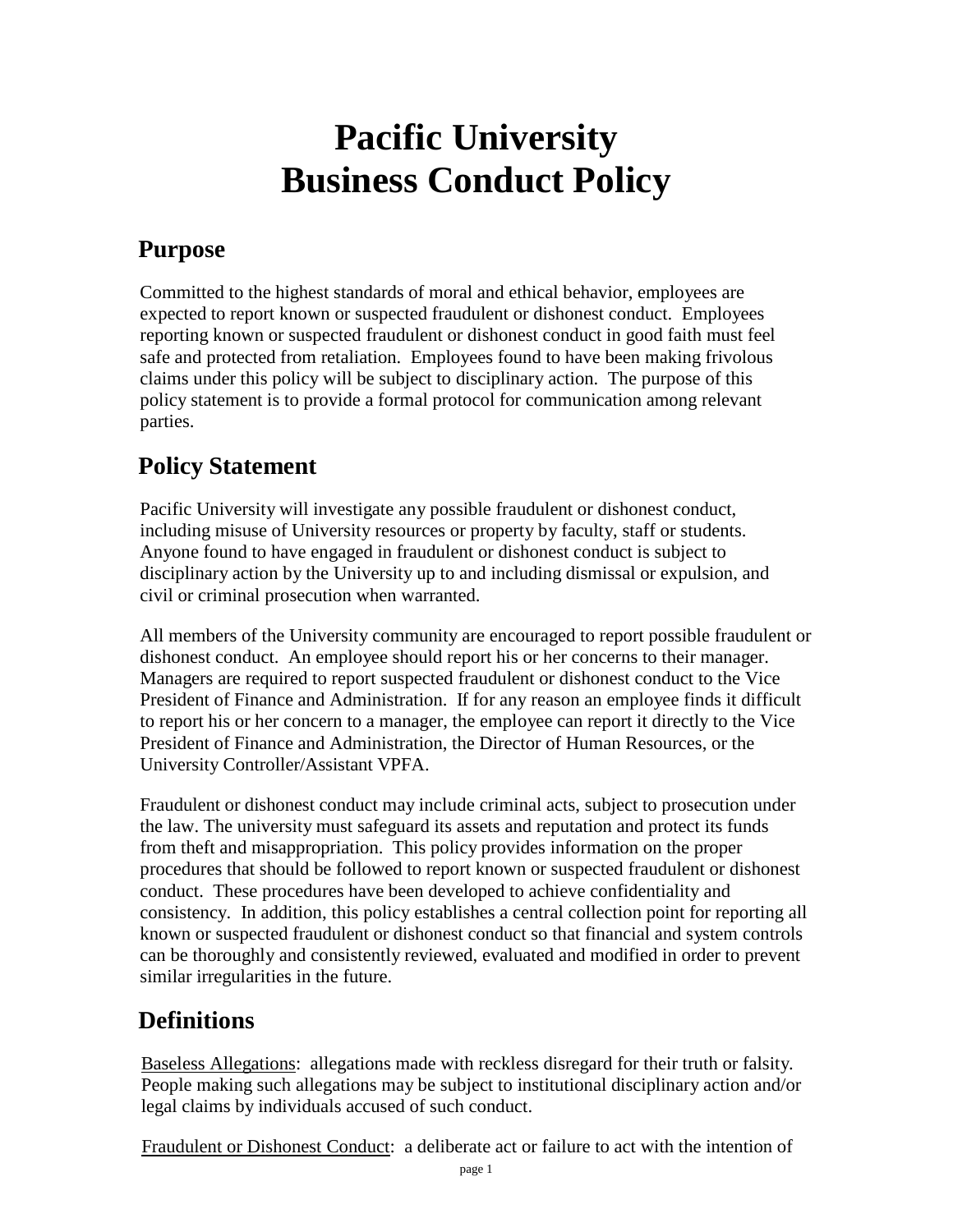# Pacific University Business Conduct Policy

## Purpose

Committed to the highest standards of moral and ethical behavior, employees are expected to report known or suspected fraudulent or dishonest conduct. Employees reporting known or suspected fraudulent or dishonest conduct in good faith must feel safe and protected from retaliation. Employees found to have been making frivolous claims under this policy will be subject to disciplinary action. The purpose of this policy statement is to provide a formal protocol for communication among relevant parties.

## Policy Statement

Pacific University will investigate any possible fraudulent or dishonest conduct, including misuse of University resources or property by faculty, staff or students. Anyone found to have engaged in fraudulent or dishonest conduct is subject to disciplinary action by the University up to and including dismissal or expulsion, and civil or criminal prosecution when warranted.

All members of the University community are encouraged to report possible fraudulent or dishonest conduct. An employee should report his or her concerns to their manager. Managers are required to report suspected fraudulent or dishonest conduct to the Vice President of Finance and Administration. If for any reason an employee finds it difficult to report his or her concern to a manager, the employee can report it directly to the Vice President of Finance and Administration, the Director of Human Resources, or the University Controller/Assistant VPFA.

Fraudulent or dishonest conduct may include criminal acts, subject to prosecution under the law. The university must safeguard its assets and reputation and protect its funds from theft and misappropriation. This policy provides information on the proper procedures that should be followed to report known or suspected fraudulent or dishonest conduct. These procedures have been developed to achieve confidentiality and consistency. In addition, this policy establishes a central collection point for reporting all known or suspected fraudulent or dishonest conduct so that financial and system controls can be thoroughly and consistently reviewed, evaluated and modified in order to prevent similar irregularities in the future.

## Definitions

Baseless Allegations: allegations made with reckless disregard for their truth or falsity. People making such allegations may be subject to institutional disciplinary action and/or legal claims by individuals accused of such conduct.

Fraudulent or Dishonest Conduct: a deliberate act or failure to act with the intention of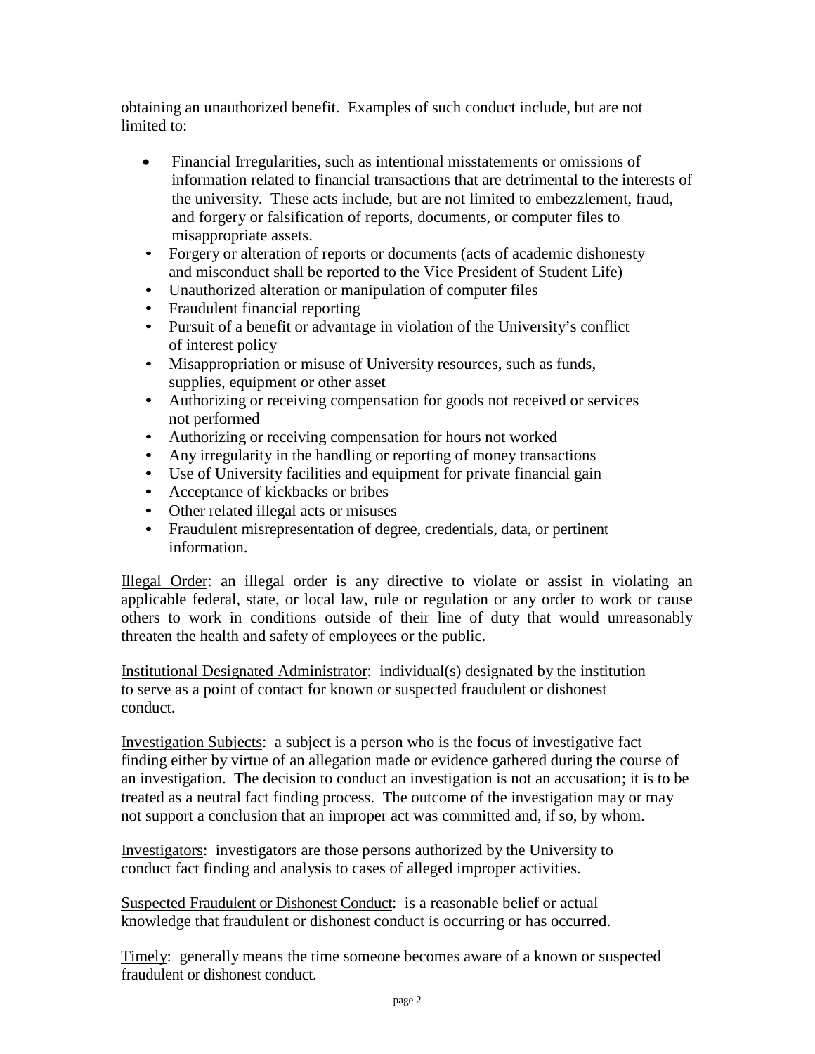obtaining an unauthorized benefit. Examples of such conduct include, but are not limited to:

- Financial Irregularities, such as intentional misstatements or omissions of information related to financial transactions that are detrimental to the interests of the university. These acts include, but are not limited to embezzlement, fraud, and forgery or falsification of reports, documents, or computer files to misappropriate assets.
- Forgery or alteration of reports or documents (acts of academic dishonesty and misconduct shall be reported to the Vice President of Student Life)
- Unauthorized alteration or manipulation of computer files
- Fraudulent financial reporting
- Pursuit of a benefit or advantage in violation of the University's conflict of interest policy
- Misappropriation or misuse of University resources, such as funds, supplies, equipment or other asset
- Authorizing or receiving compensation for goods not received or services not performed
- Authorizing or receiving compensation for hours not worked
- Any irregularity in the handling or reporting of money transactions
- Use of University facilities and equipment for private financial gain
- Acceptance of kickbacks or bribes
- Other related illegal acts or misuses
- Fraudulent misrepresentation of degree, credentials, data, or pertinent information.

Illegal Order: an illegal order is any directive to violate or assist in violating an applicable federal, state, or local law, rule or regulation or any order to work or cause others to work in conditions outside of their line of duty that would unreasonably threaten the health and safety of employees or the public.

Institutional Designated Administrator: individual(s) designated by the institution to serve as a point of contact for known or suspected fraudulent or dishonest conduct.

Investigation Subjects: a subject is a person who is the focus of investigative fact finding either by virtue of an allegation made or evidence gathered during the course of an investigation. The decision to conduct an investigation is not an accusation; it is to be treated as a neutral fact finding process. The outcome of the investigation may or may not support a conclusion that an improper act was committed and, if so, by whom.

Investigators: investigators are those persons authorized by the University to conduct fact finding and analysis to cases of alleged improper activities.

Suspected Fraudulent or Dishonest Conduct: is a reasonable belief or actual knowledge that fraudulent or dishonest conduct is occurring or has occurred.

Timely: generally means the time someone becomes aware of a known or suspected fraudulent or dishonest conduct.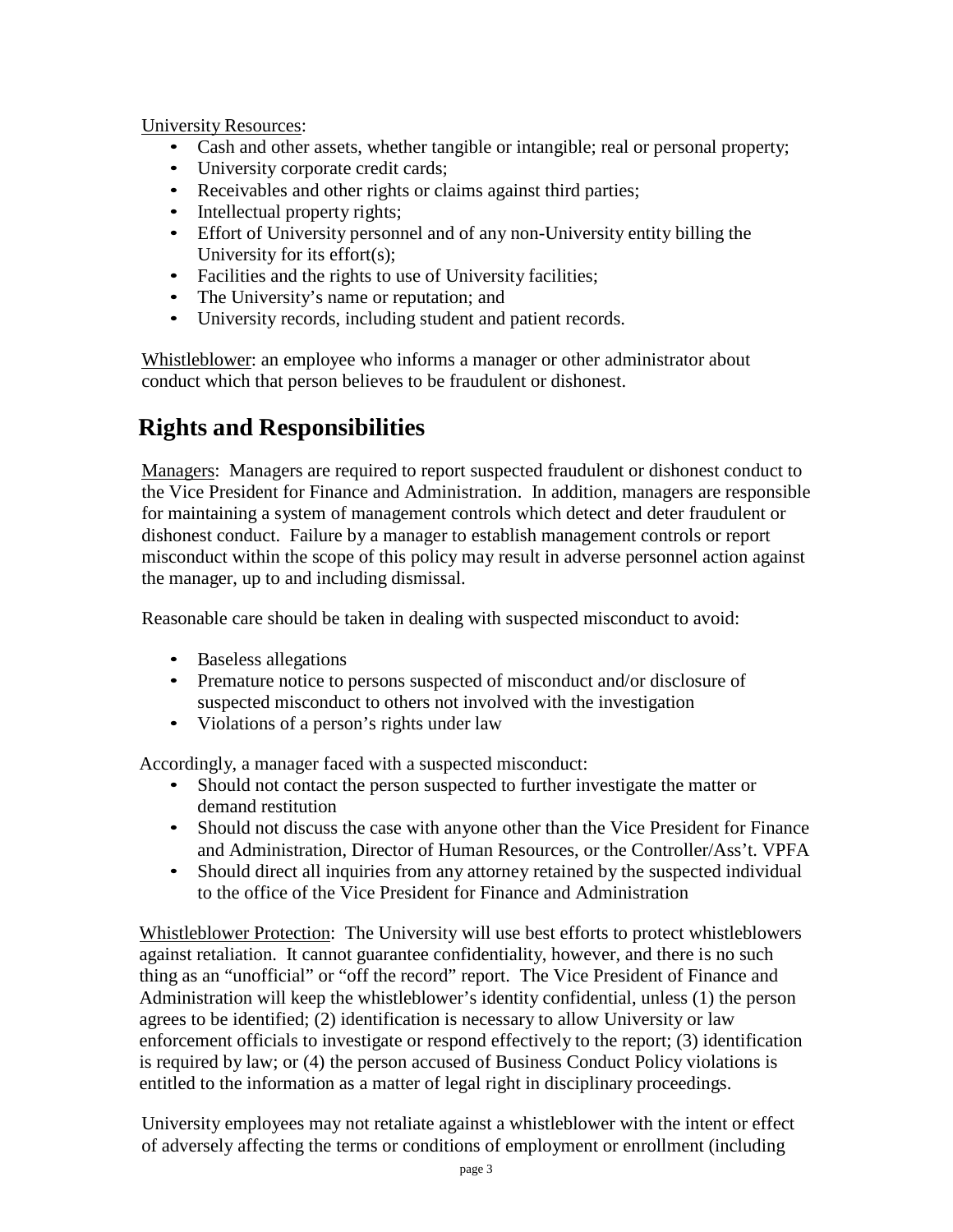University Resources:

- Cash and other assets, whether tangible or intangible; real or personal property;
- University corporate credit cards;
- Receivables and other rights or claims against third parties;
- Intellectual property rights;
- Effort of University personnel and of any non-University entity billing the University for its effort(s);
- Facilities and the rights to use of University facilities;
- The University's name or reputation; and
- University records, including student and patient records.

Whistleblower: an employee who informs a manager or other administrator about conduct which that person believes to be fraudulent or dishonest.

## Rights and Responsibilities

Managers: Managers are required to report suspected fraudulent or dishonest conduct to the Vice President for Finance and Administration. In addition, managers are responsible for maintaining a system of management controls which detect and deter fraudulent or dishonest conduct. Failure by a manager to establish management controls or report misconduct within the scope of this policy may result in adverse personnel action against the manager, up to and including dismissal.

Reasonable care should be taken in dealing with suspected misconduct to avoid:

- Baseless allegations
- Premature notice to persons suspected of misconduct and/or disclosure of suspected misconduct to others not involved with the investigation
- Violations of a person's rights under law

Accordingly, a manager faced with a suspected misconduct:

- Should not contact the person suspected to further investigate the matter or demand restitution
- Should not discuss the case with anyone other than the Vice President for Finance and Administration, Director of Human Resources, or the Controller/Ass't. VPFA
- Should direct all inquiries from any attorney retained by the suspected individual to the office of the Vice President for Finance and Administration

Whistleblower Protection: The University will use best efforts to protect whistleblowers against retaliation. It cannot guarantee confidentiality, however, and there is no such thing as an "unofficial" or "off the record" report. The Vice President of Finance and Administration will keep the whistleblower's identity confidential, unless (1) the person agrees to be identified; (2) identification is necessary to allow University or law enforcement officials to investigate or respond effectively to the report; (3) identification is required by law; or (4) the person accused of Business Conduct Policy violations is entitled to the information as a matter of legal right in disciplinary proceedings.

University employees may not retaliate against a whistleblower with the intent or effect of adversely affecting the terms or conditions of employment or enrollment (including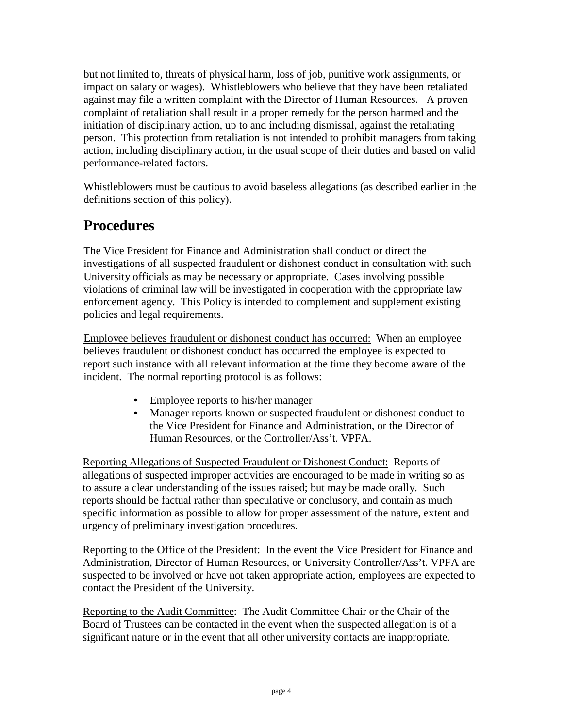but not limited to, threats of physical harm, loss of job, punitive work assignments, or impact on salary or wages). Whistleblowers who believe that they have been retaliated against may file a written complaint with the Director of Human Resources. A proven complaint of retaliation shall result in a proper remedy for the person harmed and the initiation of disciplinary action, up to and including dismissal, against the retaliating person. This protection from retaliation is not intended to prohibit managers from taking action, including disciplinary action, in the usual scope of their duties and based on valid performance-related factors.

Whistleblowers must be cautious to avoid baseless allegations (as described earlier in the definitions section of this policy).

## Procedures

The Vice President for Finance and Administration shall conduct or direct the investigations of all suspected fraudulent or dishonest conduct in consultation with such University officials as may be necessary or appropriate. Cases involving possible violations of criminal law will be investigated in cooperation with the appropriate law enforcement agency. This Policy is intended to complement and supplement existing policies and legal requirements.

<u>Employee believes fraudulent or dishonest conduct has occurred:</u> When an employee believes fraudulent or dishonest conduct has occurred the employee is expected to report such instance with all relevant information at the time they become aware of the incident. The normal reporting protocol is as follows:

- Employee reports to his/her manager
- Manager reports known or suspected fraudulent or dishonest conduct to the Vice President for Finance and Administration, or the Director of Human Resources, or the Controller/Ass't. VPFA.

<u>Reporting Allegations of Suspected Fraudulent or Dishonest Conduct:</u> Reports of allegations of suspected improper activities are encouraged to be made in writing so as to assure a clear understanding of the issues raised; but may be made orally. Such reports should be factual rather than speculative or conclusory, and contain as much specific information as possible to allow for proper assessment of the nature, extent and urgency of preliminary investigation procedures.

<u>Reporting to the Office of the President:</u> In the event the Vice President for Finance and Administration, Director of Human Resources, or University Controller/Ass't. VPFA are suspected to be involved or have not taken appropriate action, employees are expected to contact the President of the University.

<u>Reporting to the Audit Committee</u>: The Audit Committee Chair or the Chair of the Board of Trustees can be contacted in the event when the suspected allegation is of a significant nature or in the event that all other university contacts are inappropriate.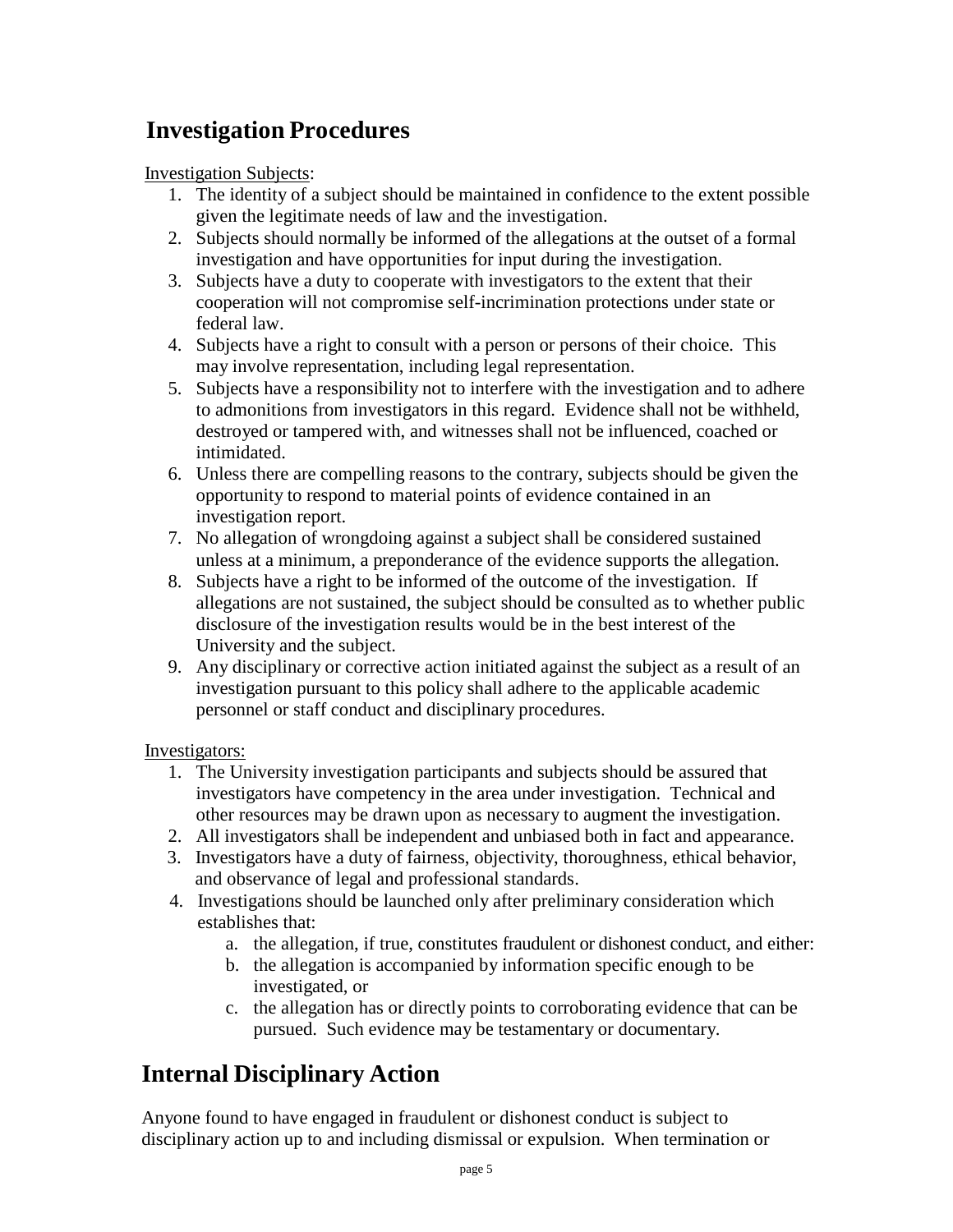## Investigation Procedures

Investigation Subjects:

1. The identity of a subject should be maintained in confidence to the extent possible given the legitimate needs of law and the investigation.
2. Subjects should normally be informed of the allegations at the outset of a formal investigation and have opportunities for input during the investigation.
3. Subjects have a duty to cooperate with investigators to the extent that their cooperation will not compromise self-incrimination protections under state or federal law.
4. Subjects have a right to consult with a person or persons of their choice. This may involve representation, including legal representation.
5. Subjects have a responsibility not to interfere with the investigation and to adhere to admonitions from investigators in this regard. Evidence shall not be withheld, destroyed or tampered with, and witnesses shall not be influenced, coached or intimidated.
6. Unless there are compelling reasons to the contrary, subjects should be given the opportunity to respond to material points of evidence contained in an investigation report.
7. No allegation of wrongdoing against a subject shall be considered sustained unless at a minimum, a preponderance of the evidence supports the allegation.
8. Subjects have a right to be informed of the outcome of the investigation. If allegations are not sustained, the subject should be consulted as to whether public disclosure of the investigation results would be in the best interest of the University and the subject.
9. Any disciplinary or corrective action initiated against the subject as a result of an investigation pursuant to this policy shall adhere to the applicable academic personnel or staff conduct and disciplinary procedures.

Investigators:

1. The University investigation participants and subjects should be assured that investigators have competency in the area under investigation. Technical and other resources may be drawn upon as necessary to augment the investigation.
2. All investigators shall be independent and unbiased both in fact and appearance.
3. Investigators have a duty of fairness, objectivity, thoroughness, ethical behavior, and observance of legal and professional standards.
4. Investigations should be launched only after preliminary consideration which establishes that:
   a. the allegation, if true, constitutes fraudulent or dishonest conduct, and either:
   b. the allegation is accompanied by information specific enough to be investigated, or
   c. the allegation has or directly points to corroborating evidence that can be pursued. Such evidence may be testamentary or documentary.

## Internal Disciplinary Action

Anyone found to have engaged in fraudulent or dishonest conduct is subject to disciplinary action up to and including dismissal or expulsion. When termination or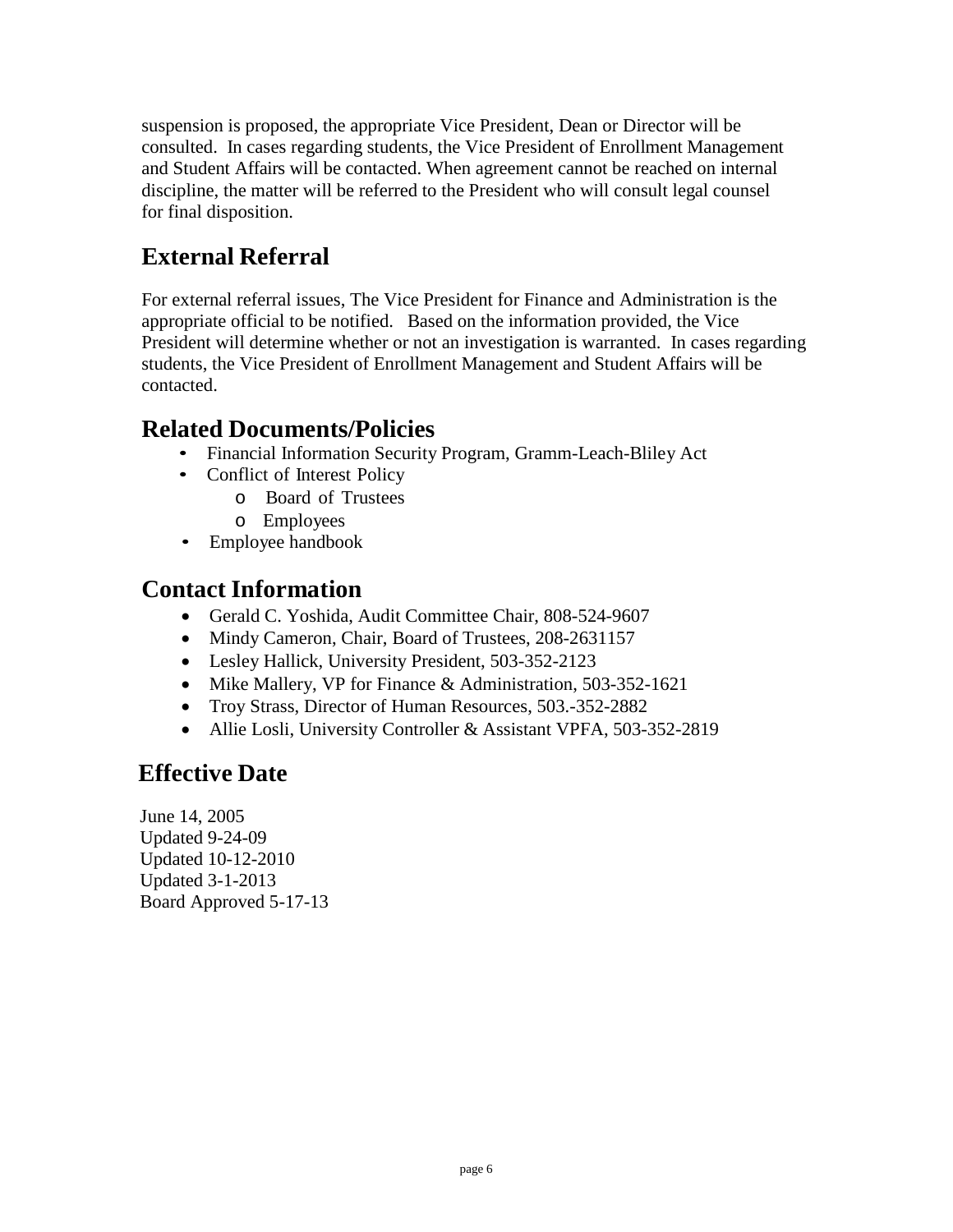suspension is proposed, the appropriate Vice President, Dean or Director will be consulted. In cases regarding students, the Vice President of Enrollment Management and Student Affairs will be contacted. When agreement cannot be reached on internal discipline, the matter will be referred to the President who will consult legal counsel for final disposition.

## External Referral

For external referral issues, The Vice President for Finance and Administration is the appropriate official to be notified. Based on the information provided, the Vice President will determine whether or not an investigation is warranted. In cases regarding students, the Vice President of Enrollment Management and Student Affairs will be contacted.

## Related Documents/Policies

- Financial Information Security Program, Gramm-Leach-Bliley Act
- Conflict of Interest Policy
  - Board of Trustees
  - Employees
- Employee handbook

## Contact Information

- Gerald C. Yoshida, Audit Committee Chair, 808-524-9607
- Mindy Cameron, Chair, Board of Trustees, 208-2631157
- Lesley Hallick, University President, 503-352-2123
- Mike Mallery, VP for Finance & Administration, 503-352-1621
- Troy Strass, Director of Human Resources, 503.-352-2882
- Allie Losli, University Controller & Assistant VPFA, 503-352-2819

## Effective Date

June 14, 2005
Updated 9-24-09
Updated 10-12-2010
Updated 3-1-2013
Board Approved 5-17-13